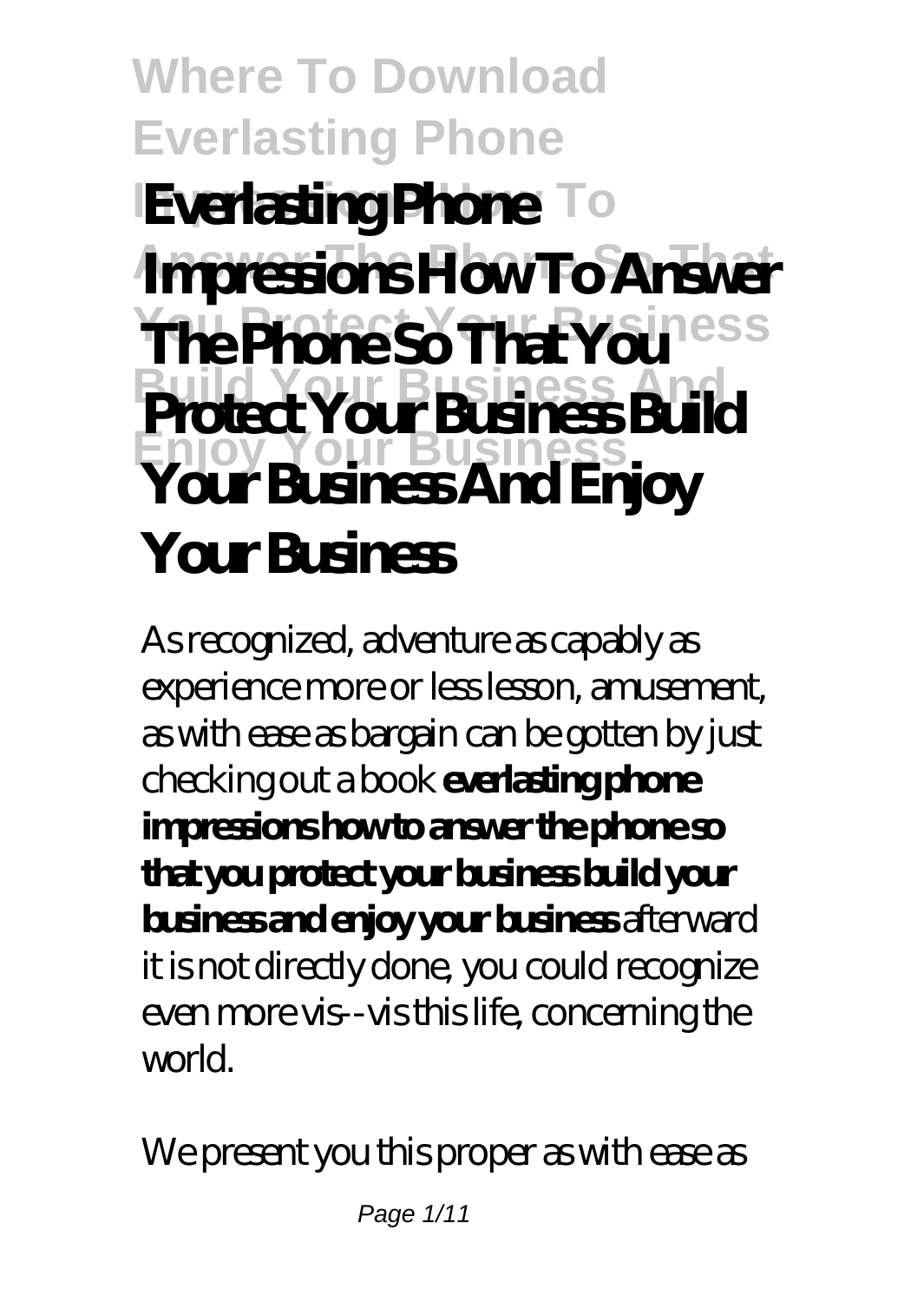# Where To Download Everlasting Phone Impressions How To Answer The Phone So That You Protect Your Business Build Your Business And Enjoy Your Business

# Everlasting Phone Impressions How To Answer The Phone So That You Protect Your Business Build Your Business And Enjoy Your Business

As recognized, adventure as capably as experience more or less lesson, amusement, as with ease as bargain can be gotten by just checking out a book **everlasting phone impressions how to answer the phone so that you protect your business build your business and enjoy your business** afterward it is not directly done, you could recognize even more vis--vis this life, concerning the world.

We present you this proper as with ease as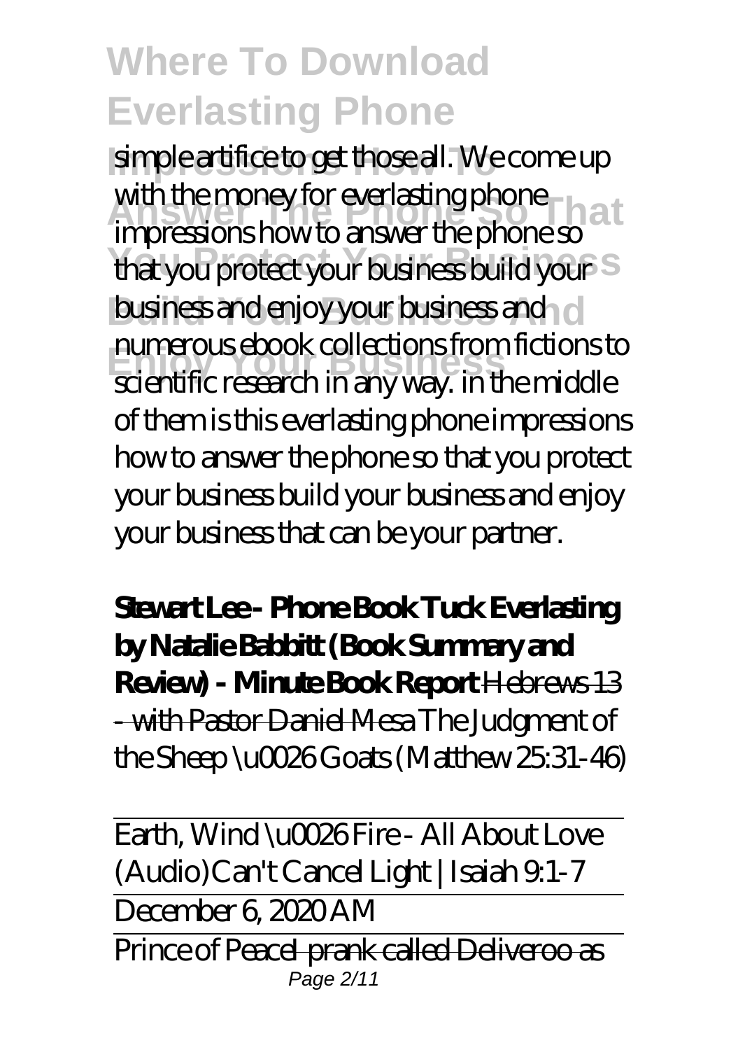simple artifice to get those all. We come up with the money for everlasting phone impressions how to answer the phone so that you protect your business build your business and enjoy your business and numerous ebook collections from fictions to scientific research in any way. in the middle of them is this everlasting phone impressions how to answer the phone so that you protect your business build your business and enjoy your business that can be your partner.

**Stewart Lee - Phone Book Tuck Everlasting by Natalie Babbitt (Book Summary and Review) - Minute Book Report** ~~Hebrews 13 - with Pastor Daniel Mesa~~ *The Judgment of the Sheep \u0026 Goats (Matthew 25:31-46)*

Earth, Wind \u0026 Fire - All About Love (Audio)*Can't Cancel Light | Isaiah 9:1-7*

December 6, 2020 AM

Prince of Peace~~I prank called Deliveroo as~~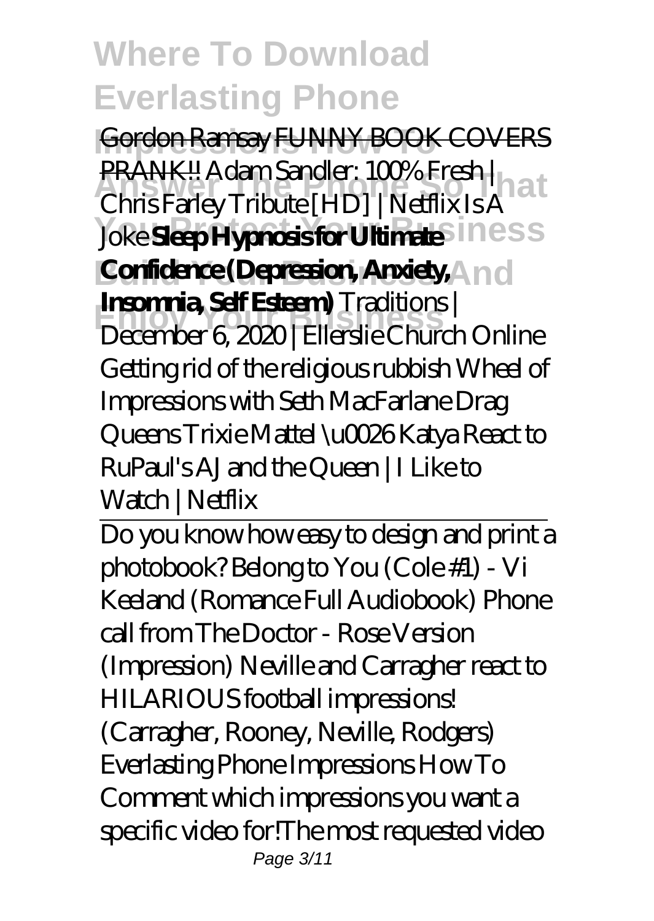Gordon Ramsay FUNNY BOOK COVERS PRANK!! *Adam Sandler: 100% Fresh | Chris Farley Tribute [HD] | Netflix Is A Joke* **Sleep Hypnosis for Ultimate Confidence (Depression, Anxiety, Insomnia, Self Esteem)** *Traditions | December 6, 2020 | Ellerslie Church Online Getting rid of the religious rubbish Wheel of Impressions with Seth MacFarlane Drag Queens Trixie Mattel \u0026 Katya React to RuPaul's AJ and the Queen | I Like to Watch | Netflix*

---

Do you know how easy to design and print a photobook? *Belong to You (Cole #1) - Vi Keeland (Romance Full Audiobook) Phone call from The Doctor - Rose Version (Impression) Neville and Carragher react to HILARIOUS football impressions! (Carragher, Rooney, Neville, Rodgers) Everlasting Phone Impressions How To* Comment which impressions you want a specific video for!The most requested video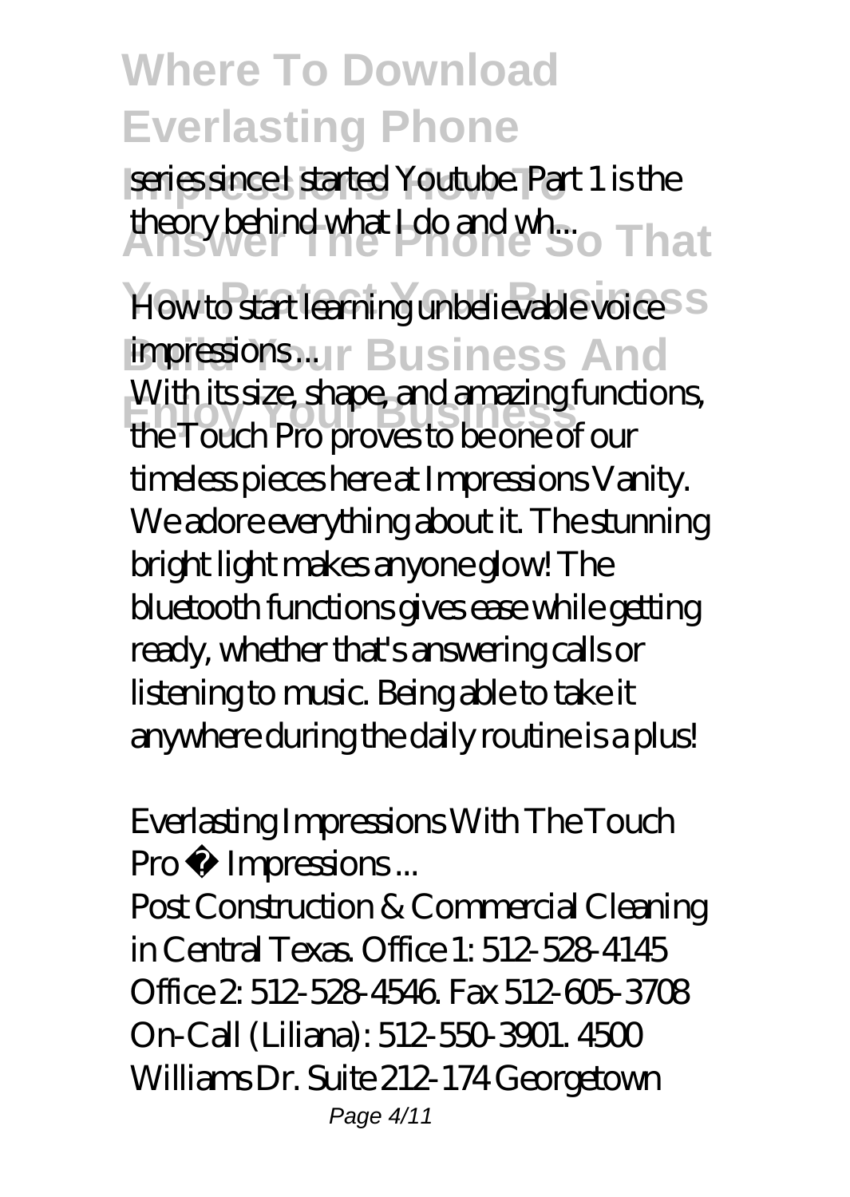series since I started Youtube. Part 1 is the theory behind what I do and wh...

*How to start learning unbelievable voice impressions ...*

With its size, shape, and amazing functions, the Touch Pro proves to be one of our timeless pieces here at Impressions Vanity. We adore everything about it. The stunning bright light makes anyone glow! The bluetooth functions gives ease while getting ready, whether that's answering calls or listening to music. Being able to take it anywhere during the daily routine is a plus!

*Everlasting Impressions With The Touch Pro – Impressions ...*

Post Construction & Commercial Cleaning in Central Texas. Office 1: 512-528-4145 Office 2: 512-528-4546. Fax 512-605-3708 On-Call (Liliana): 512-550-3901. 4500 Williams Dr. Suite 212-174 Georgetown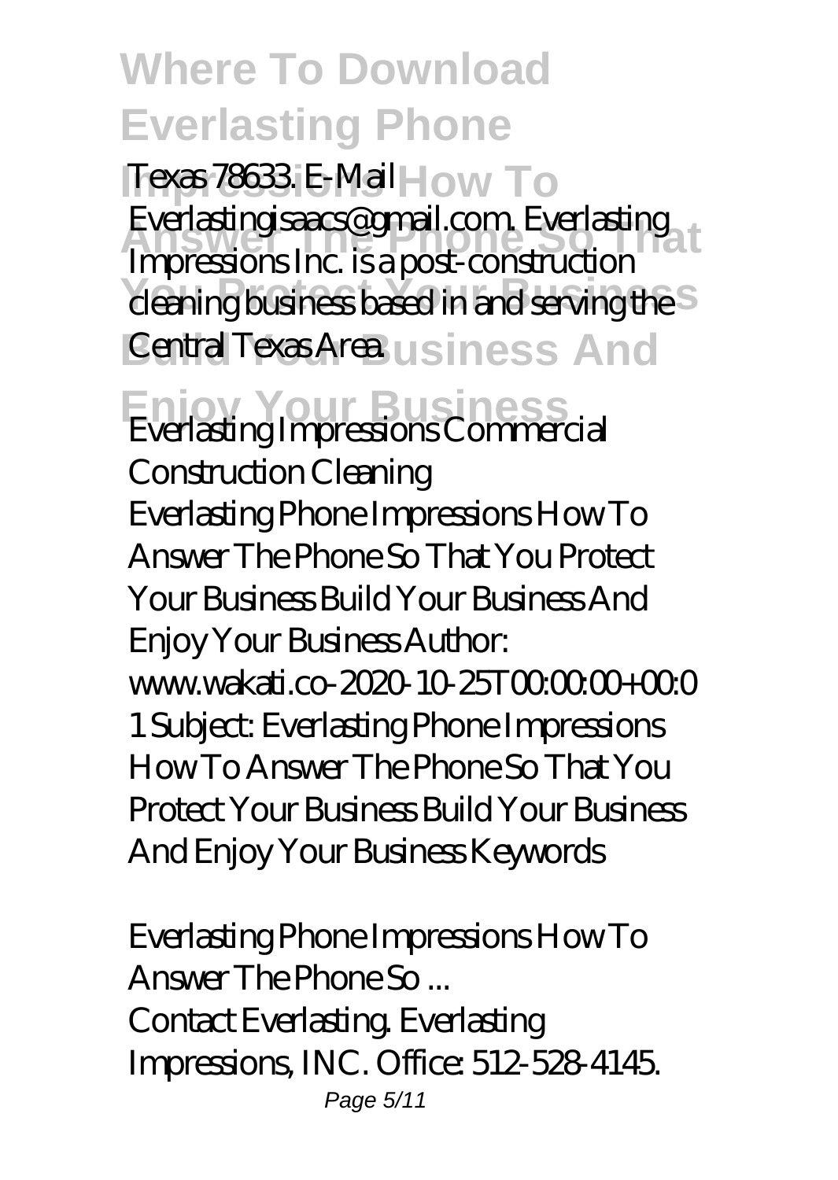Texas 78633. E-Mail Everlastingisaacs@gmail.com. Everlasting Impressions Inc. is a post-construction cleaning business based in and serving the Central Texas Area.

*Everlasting Impressions Commercial Construction Cleaning*

Everlasting Phone Impressions How To Answer The Phone So That You Protect Your Business Build Your Business And Enjoy Your Business Author: www.wakati.co-2020-10-25T00:00:00+00:01 Subject: Everlasting Phone Impressions How To Answer The Phone So That You Protect Your Business Build Your Business And Enjoy Your Business Keywords

*Everlasting Phone Impressions How To Answer The Phone So ...*

Contact Everlasting. Everlasting Impressions, INC. Office: 512-528-4145.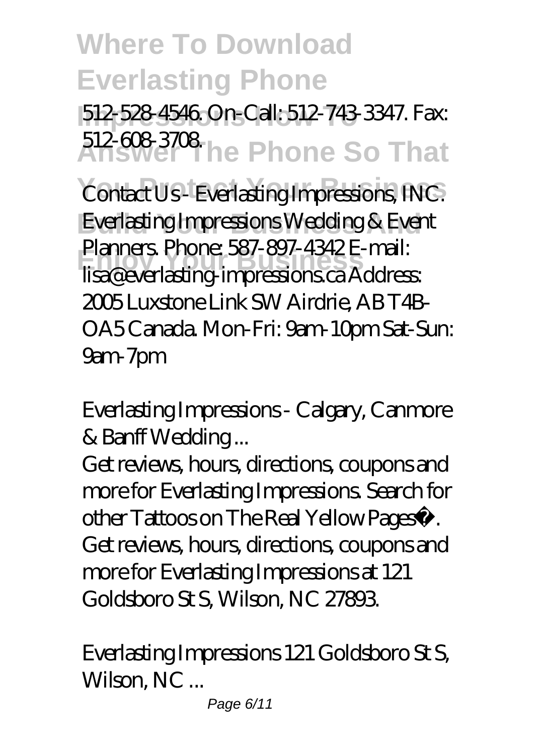512-528-4546. On-Call: 512-743-3347. Fax: 512-608-3708.

*Contact Us - Everlasting Impressions, INC.*

Everlasting Impressions Wedding & Event Planners. Phone: 587-897-4342 E-mail: lisa@everlasting-impressions.ca Address: 2005 Luxstone Link SW Airdrie, AB T4B-OA5 Canada. Mon-Fri: 9am-10pm Sat-Sun: 9am-7pm

*Everlasting Impressions - Calgary, Canmore & Banff Wedding ...*

Get reviews, hours, directions, coupons and more for Everlasting Impressions. Search for other Tattoos on The Real Yellow Pages®. Get reviews, hours, directions, coupons and more for Everlasting Impressions at 121 Goldsboro St S, Wilson, NC 27893.

*Everlasting Impressions 121 Goldsboro St S, Wilson, NC ...*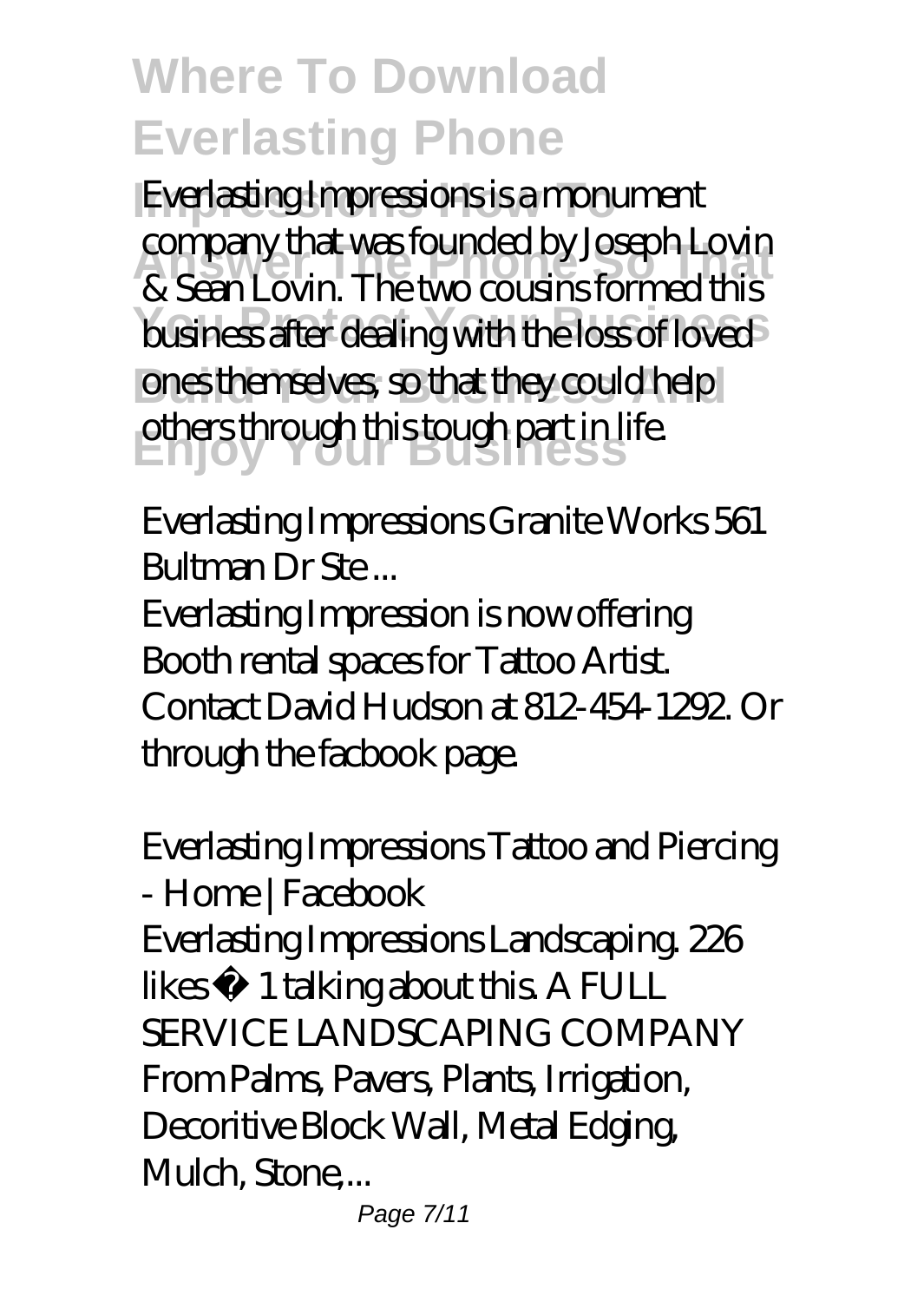Everlasting Impressions is a monument company that was founded by Joseph Lovin & Sean Lovin. The two cousins formed this business after dealing with the loss of loved ones themselves, so that they could help others through this tough part in life.

*Everlasting Impressions Granite Works 561 Bultman Dr Ste ...*

Everlasting Impression is now offering Booth rental spaces for Tattoo Artist. Contact David Hudson at 812-454-1292. Or through the facbook page.

*Everlasting Impressions Tattoo and Piercing - Home | Facebook*

Everlasting Impressions Landscaping. 226 likes · 1 talking about this. A FULL SERVICE LANDSCAPING COMPANY From Palms, Pavers, Plants, Irrigation, Decoritive Block Wall, Metal Edging, Mulch, Stone,...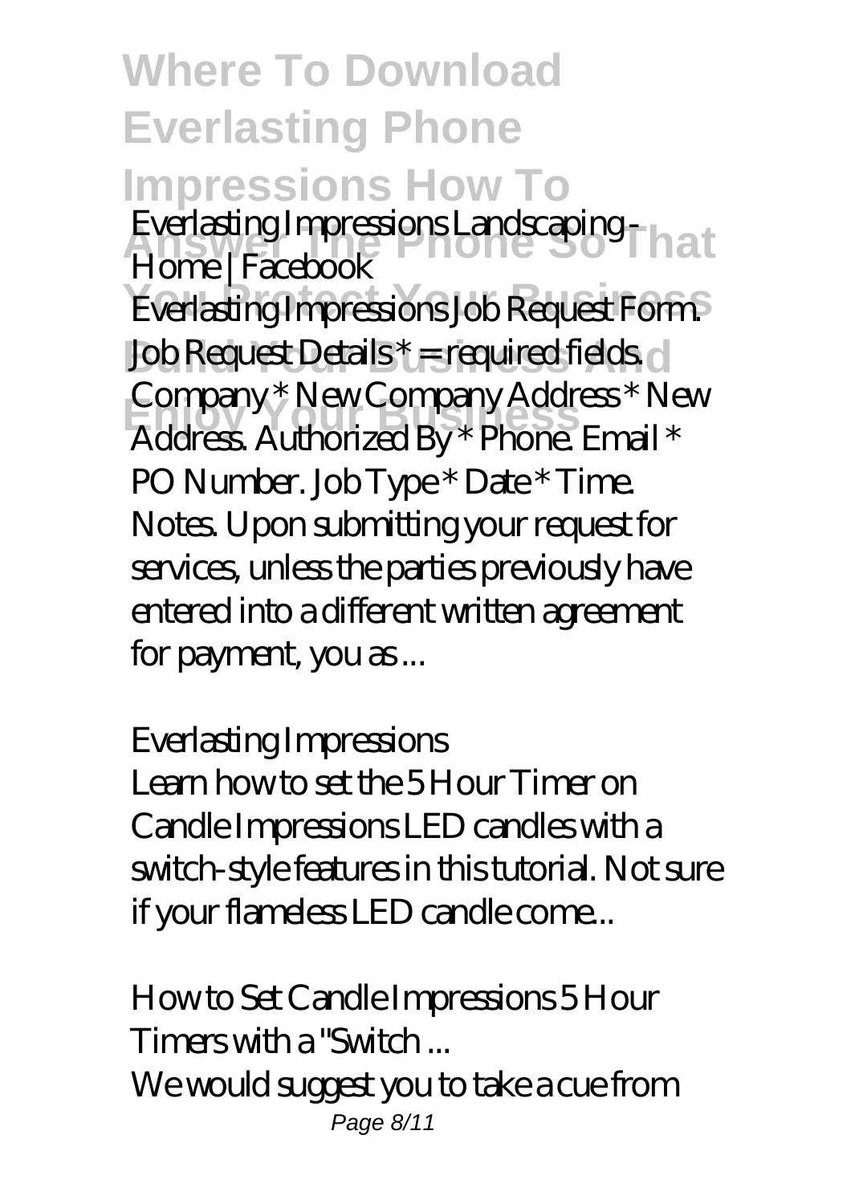*Everlasting Impressions Landscaping - Home | Facebook*

Everlasting Impressions Job Request Form. Job Request Details * = required fields. Company * New Company Address * New Address. Authorized By * Phone. Email * PO Number. Job Type * Date * Time. Notes. Upon submitting your request for services, unless the parties previously have entered into a different written agreement for payment, you as ...

*Everlasting Impressions*

Learn how to set the 5 Hour Timer on Candle Impressions LED candles with a switch-style features in this tutorial. Not sure if your flameless LED candle come...

*How to Set Candle Impressions 5 Hour Timers with a "Switch ...*

We would suggest you to take a cue from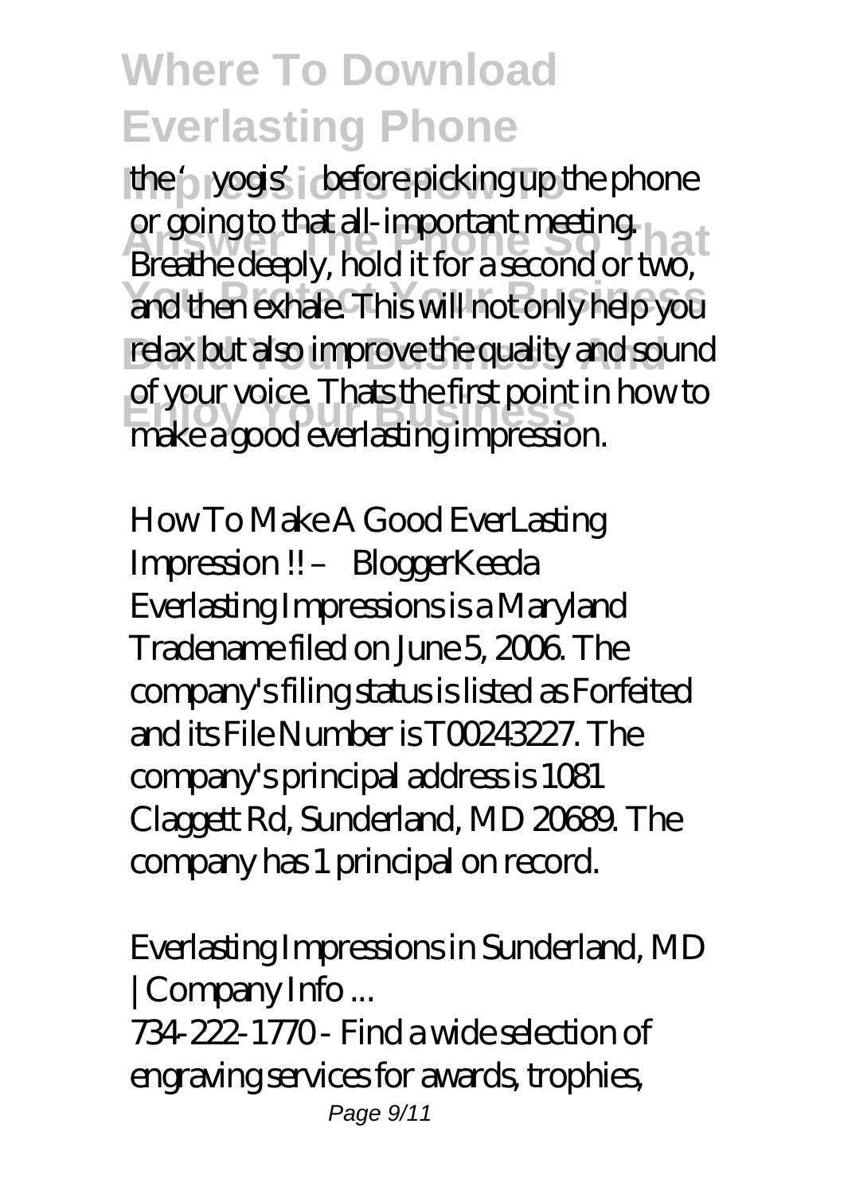the ' yogis' before picking up the phone or going to that all-important meeting. Breathe deeply, hold it for a second or two, and then exhale. This will not only help you relax but also improve the quality and sound of your voice. Thats the first point in how to make a good everlasting impression.

*How To Make A Good EverLasting Impression !! – BloggerKeeda*

Everlasting Impressions is a Maryland Tradename filed on June 5, 2006. The company's filing status is listed as Forfeited and its File Number is T00243227. The company's principal address is 1081 Claggett Rd, Sunderland, MD 20689. The company has 1 principal on record.

*Everlasting Impressions in Sunderland, MD | Company Info ...*

734-222-1770 - Find a wide selection of engraving services for awards, trophies,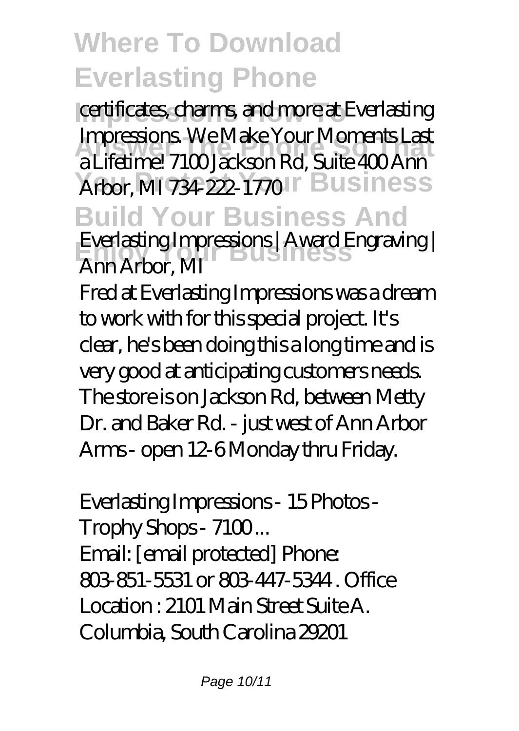certificates, charms, and more at Everlasting Impressions. We Make Your Moments Last a Lifetime! 7100 Jackson Rd, Suite 400 Ann Arbor, MI 734-222-1770

*Everlasting Impressions | Award Engraving | Ann Arbor, MI*

Fred at Everlasting Impressions was a dream to work with for this special project. It's clear, he's been doing this a long time and is very good at anticipating customers needs. The store is on Jackson Rd, between Metty Dr. and Baker Rd. - just west of Ann Arbor Arms - open 12-6 Monday thru Friday.

*Everlasting Impressions - 15 Photos - Trophy Shops - 7100 ...*

Email: [email protected] Phone: 803-851-5531 or 803-447-5344 . Office Location : 2101 Main Street Suite A. Columbia, South Carolina 29201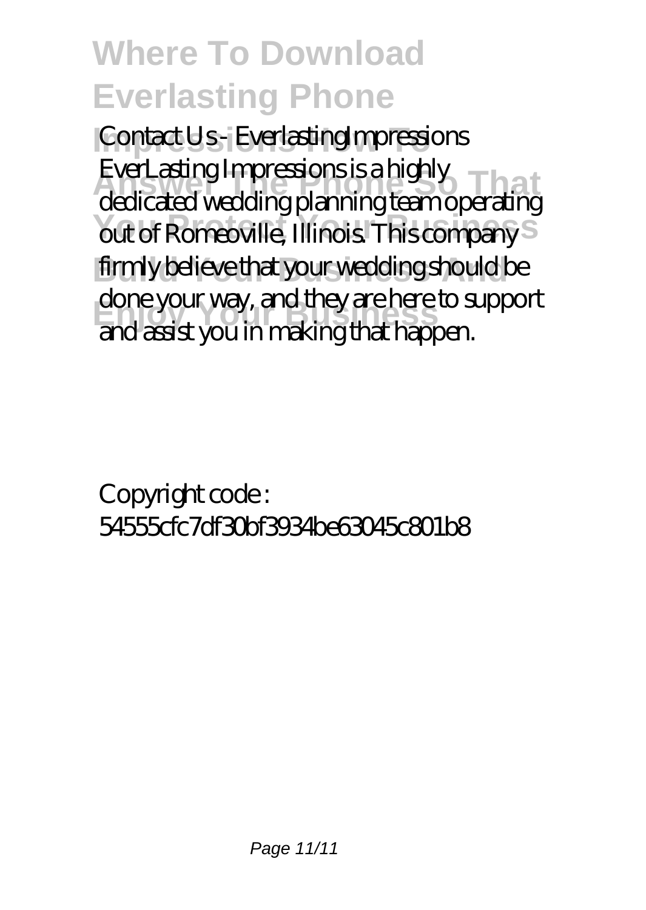Contact Us - EverlastingImpressions

EverLasting Impressions is a highly dedicated wedding planning team operating out of Romeoville, Illinois. This company firmly believe that your wedding should be done your way, and they are here to support and assist you in making that happen.

Copyright code : 54555cfc7df30bf3934be63045c801b8